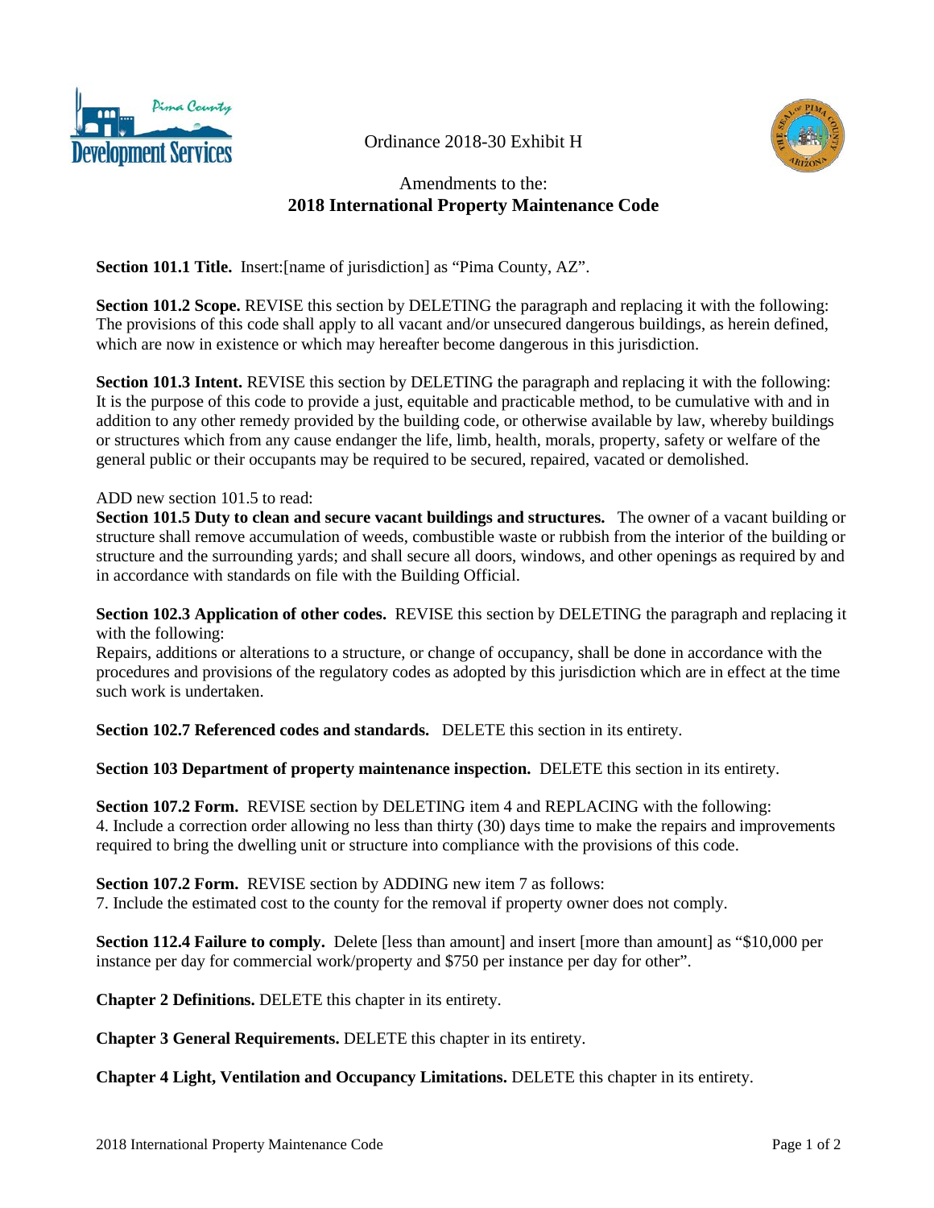Ordinance 2018-30 Exhibit H

# Amendments to the:
# 2018 International Property Maintenance Code

**Section 101.1 Title.** Insert:[name of jurisdiction] as "Pima County, AZ".

**Section 101.2 Scope.** REVISE this section by DELETING the paragraph and replacing it with the following: The provisions of this code shall apply to all vacant and/or unsecured dangerous buildings, as herein defined, which are now in existence or which may hereafter become dangerous in this jurisdiction.

**Section 101.3 Intent.** REVISE this section by DELETING the paragraph and replacing it with the following: It is the purpose of this code to provide a just, equitable and practicable method, to be cumulative with and in addition to any other remedy provided by the building code, or otherwise available by law, whereby buildings or structures which from any cause endanger the life, limb, health, morals, property, safety or welfare of the general public or their occupants may be required to be secured, repaired, vacated or demolished.

ADD new section 101.5 to read:
**Section 101.5 Duty to clean and secure vacant buildings and structures.** The owner of a vacant building or structure shall remove accumulation of weeds, combustible waste or rubbish from the interior of the building or structure and the surrounding yards; and shall secure all doors, windows, and other openings as required by and in accordance with standards on file with the Building Official.

**Section 102.3 Application of other codes.** REVISE this section by DELETING the paragraph and replacing it with the following:
Repairs, additions or alterations to a structure, or change of occupancy, shall be done in accordance with the procedures and provisions of the regulatory codes as adopted by this jurisdiction which are in effect at the time such work is undertaken.

**Section 102.7 Referenced codes and standards.** DELETE this section in its entirety.

**Section 103 Department of property maintenance inspection.** DELETE this section in its entirety.

**Section 107.2 Form.** REVISE section by DELETING item 4 and REPLACING with the following:
4. Include a correction order allowing no less than thirty (30) days time to make the repairs and improvements required to bring the dwelling unit or structure into compliance with the provisions of this code.

**Section 107.2 Form.** REVISE section by ADDING new item 7 as follows:
7. Include the estimated cost to the county for the removal if property owner does not comply.

**Section 112.4 Failure to comply.** Delete [less than amount] and insert [more than amount] as "$10,000 per instance per day for commercial work/property and $750 per instance per day for other".

**Chapter 2 Definitions.** DELETE this chapter in its entirety.

**Chapter 3 General Requirements.** DELETE this chapter in its entirety.

**Chapter 4 Light, Ventilation and Occupancy Limitations.** DELETE this chapter in its entirety.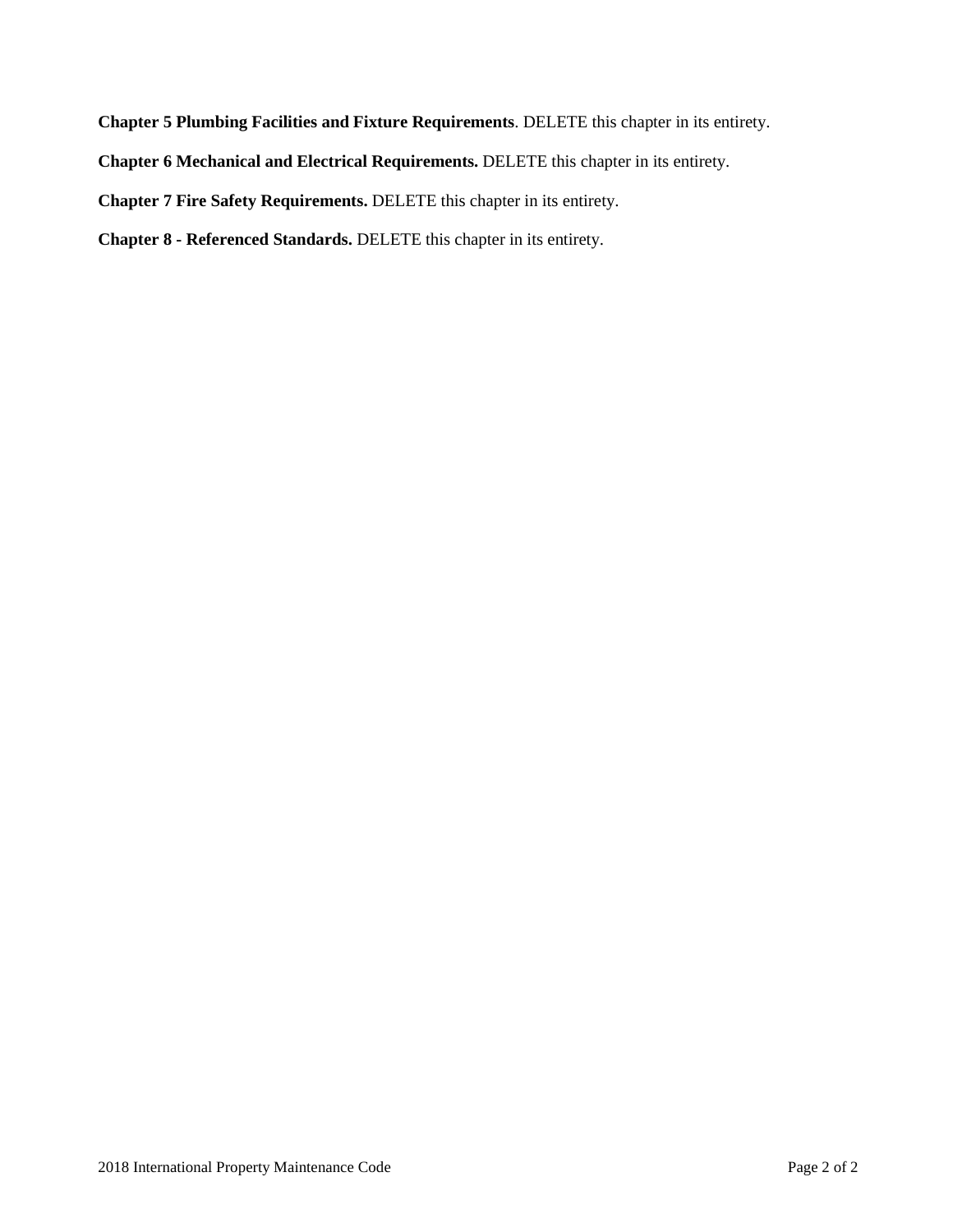**Chapter 5 Plumbing Facilities and Fixture Requirements**. DELETE this chapter in its entirety.

**Chapter 6 Mechanical and Electrical Requirements.** DELETE this chapter in its entirety.

**Chapter 7 Fire Safety Requirements.** DELETE this chapter in its entirety.

**Chapter 8 - Referenced Standards.** DELETE this chapter in its entirety.